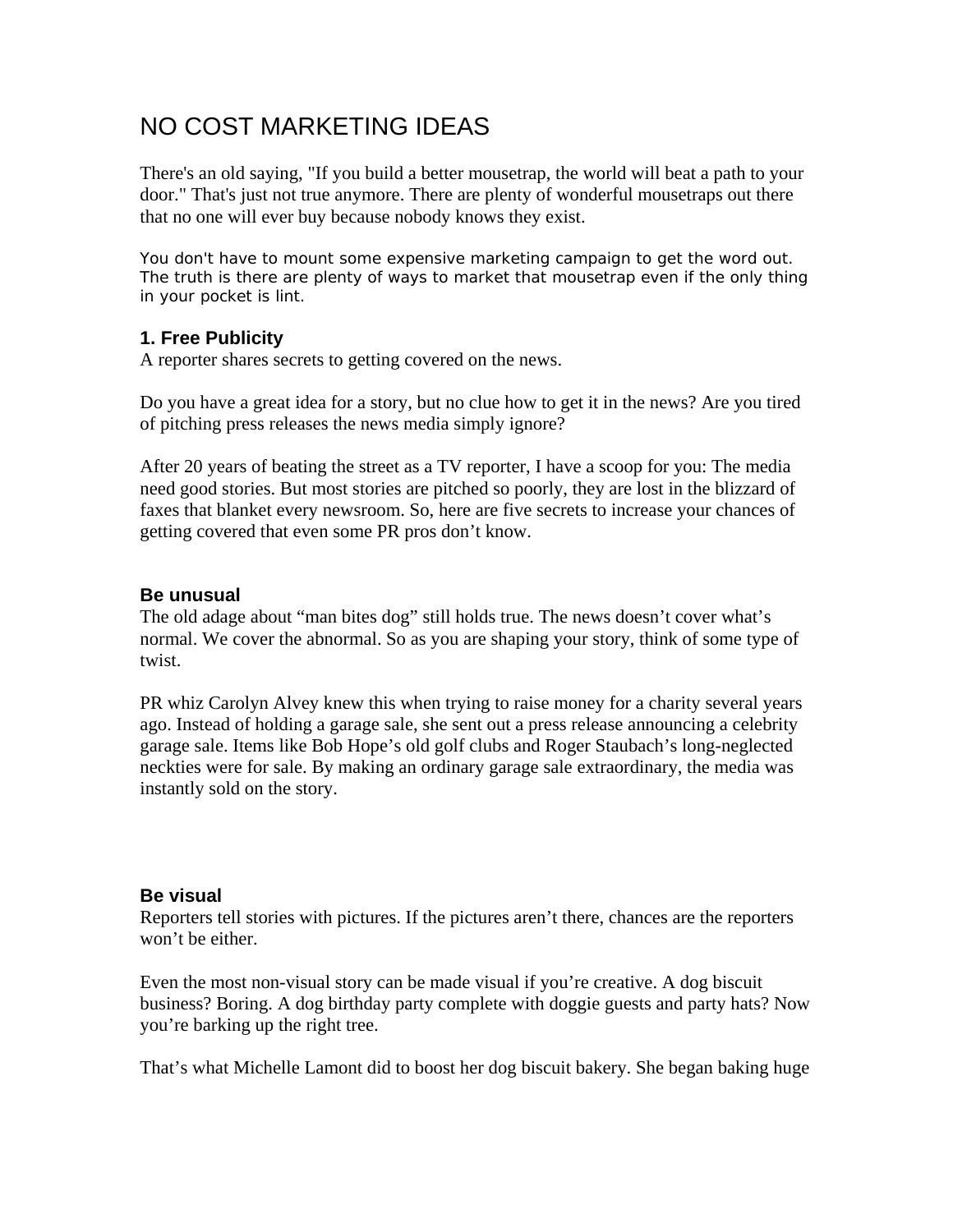# NO COST MARKETING IDEAS

There's an old saying, "If you build a better mousetrap, the world will beat a path to your door." That's just not true anymore. There are plenty of wonderful mousetraps out there that no one will ever buy because nobody knows they exist.

You don't have to mount some expensive marketing campaign to get the word out. The truth is there are plenty of ways to market that mousetrap even if the only thing in your pocket is lint.

### 1. Free Publicity

A reporter shares secrets to getting covered on the news.

Do you have a great idea for a story, but no clue how to get it in the news? Are you tired of pitching press releases the news media simply ignore?

After 20 years of beating the street as a TV reporter, I have a scoop for you: The media need good stories. But most stories are pitched so poorly, they are lost in the blizzard of faxes that blanket every newsroom. So, here are five secrets to increase your chances of getting covered that even some PR pros don't know.

### Be unusual

The old adage about "man bites dog" still holds true. The news doesn't cover what's normal. We cover the abnormal. So as you are shaping your story, think of some type of twist.

PR whiz Carolyn Alvey knew this when trying to raise money for a charity several years ago. Instead of holding a garage sale, she sent out a press release announcing a celebrity garage sale. Items like Bob Hope's old golf clubs and Roger Staubach's long-neglected neckties were for sale. By making an ordinary garage sale extraordinary, the media was instantly sold on the story.

### Be visual

Reporters tell stories with pictures. If the pictures aren't there, chances are the reporters won't be either.

Even the most non-visual story can be made visual if you're creative. A dog biscuit business? Boring. A dog birthday party complete with doggie guests and party hats? Now you're barking up the right tree.

That's what Michelle Lamont did to boost her dog biscuit bakery. She began baking huge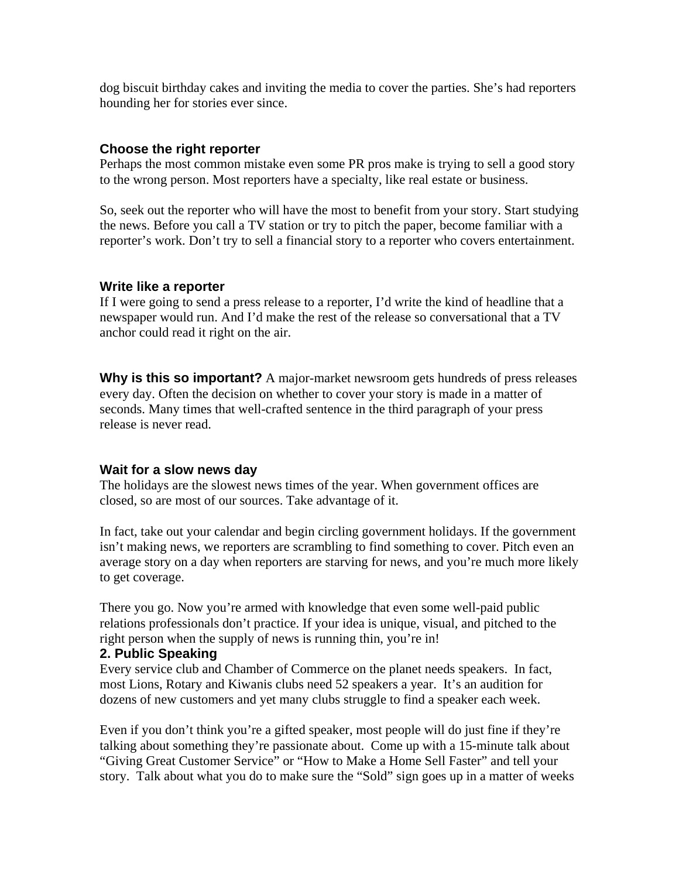dog biscuit birthday cakes and inviting the media to cover the parties. She's had reporters hounding her for stories ever since.

### Choose the right reporter

Perhaps the most common mistake even some PR pros make is trying to sell a good story to the wrong person. Most reporters have a specialty, like real estate or business.

So, seek out the reporter who will have the most to benefit from your story. Start studying the news. Before you call a TV station or try to pitch the paper, become familiar with a reporter's work. Don't try to sell a financial story to a reporter who covers entertainment.

### Write like a reporter

If I were going to send a press release to a reporter, I'd write the kind of headline that a newspaper would run. And I'd make the rest of the release so conversational that a TV anchor could read it right on the air.

**Why is this so important?** A major-market newsroom gets hundreds of press releases every day. Often the decision on whether to cover your story is made in a matter of seconds. Many times that well-crafted sentence in the third paragraph of your press release is never read.

### Wait for a slow news day

The holidays are the slowest news times of the year. When government offices are closed, so are most of our sources. Take advantage of it.

In fact, take out your calendar and begin circling government holidays. If the government isn't making news, we reporters are scrambling to find something to cover. Pitch even an average story on a day when reporters are starving for news, and you're much more likely to get coverage.

There you go. Now you're armed with knowledge that even some well-paid public relations professionals don't practice. If your idea is unique, visual, and pitched to the right person when the supply of news is running thin, you're in!

## 2. Public Speaking

Every service club and Chamber of Commerce on the planet needs speakers. In fact, most Lions, Rotary and Kiwanis clubs need 52 speakers a year. It's an audition for dozens of new customers and yet many clubs struggle to find a speaker each week.

Even if you don't think you're a gifted speaker, most people will do just fine if they're talking about something they're passionate about. Come up with a 15-minute talk about "Giving Great Customer Service" or "How to Make a Home Sell Faster" and tell your story. Talk about what you do to make sure the "Sold" sign goes up in a matter of weeks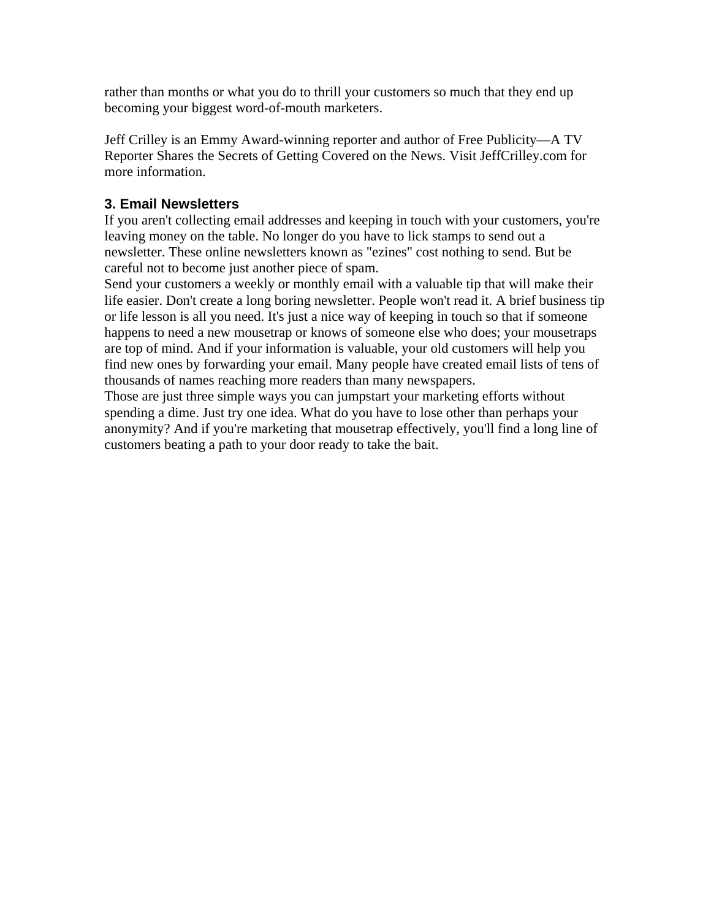rather than months or what you do to thrill your customers so much that they end up becoming your biggest word-of-mouth marketers.

Jeff Crilley is an Emmy Award-winning reporter and author of Free Publicity—A TV Reporter Shares the Secrets of Getting Covered on the News. Visit JeffCrilley.com for more information.

### 3. Email Newsletters

If you aren't collecting email addresses and keeping in touch with your customers, you're leaving money on the table. No longer do you have to lick stamps to send out a newsletter. These online newsletters known as "ezines" cost nothing to send. But be careful not to become just another piece of spam.

Send your customers a weekly or monthly email with a valuable tip that will make their life easier. Don't create a long boring newsletter. People won't read it. A brief business tip or life lesson is all you need. It's just a nice way of keeping in touch so that if someone happens to need a new mousetrap or knows of someone else who does; your mousetraps are top of mind. And if your information is valuable, your old customers will help you find new ones by forwarding your email. Many people have created email lists of tens of thousands of names reaching more readers than many newspapers.

Those are just three simple ways you can jumpstart your marketing efforts without spending a dime. Just try one idea. What do you have to lose other than perhaps your anonymity? And if you're marketing that mousetrap effectively, you'll find a long line of customers beating a path to your door ready to take the bait.